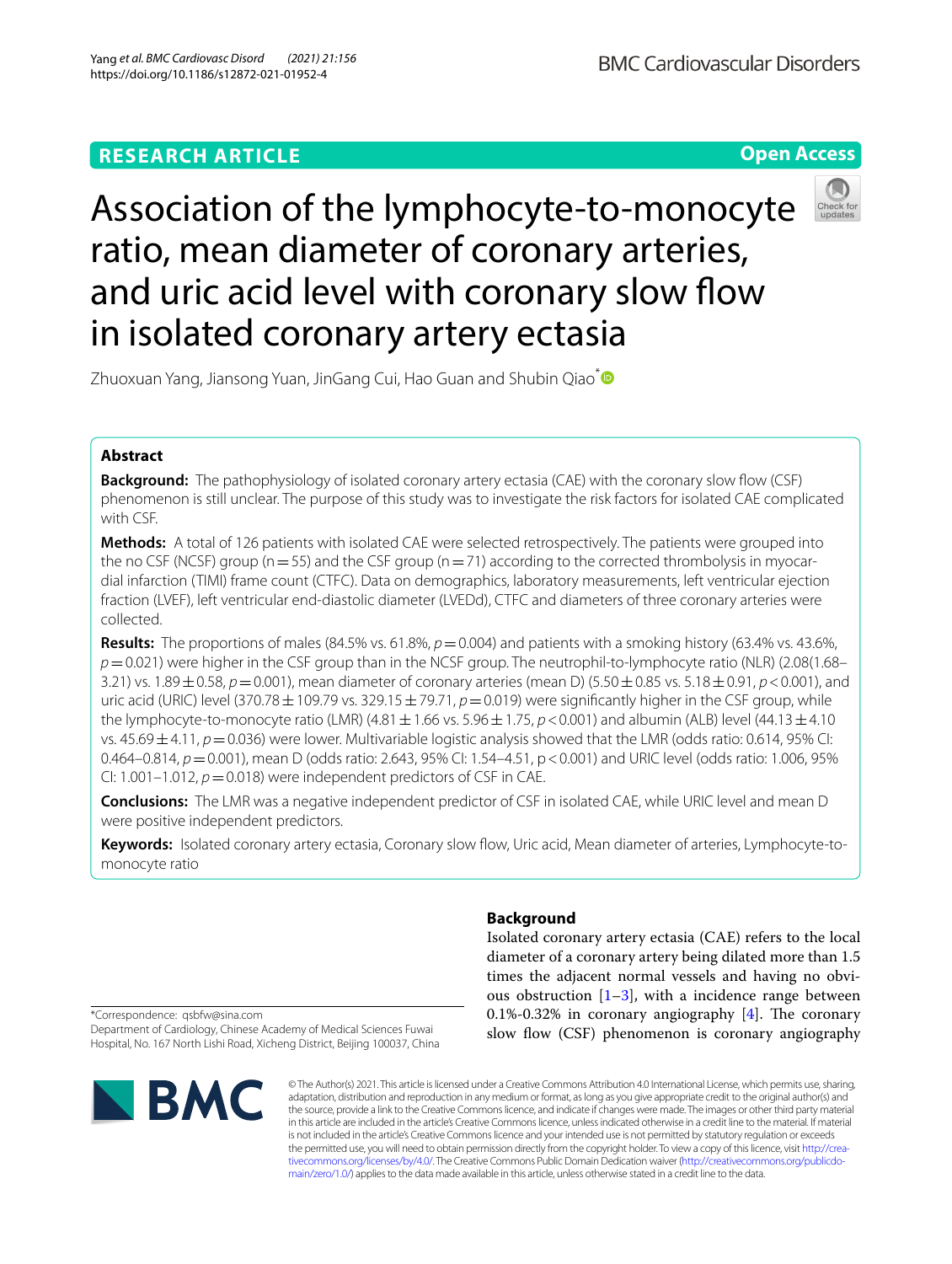RESEARCH ARTICLE

Open Access

# Association of the lymphocyte-to-monocyte ratio, mean diameter of coronary arteries, and uric acid level with coronary slow flow in isolated coronary artery ectasia

Zhuoxuan Yang, Jiansong Yuan, JinGang Cui, Hao Guan and Shubin Qiao*

## Abstract

**Background:** The pathophysiology of isolated coronary artery ectasia (CAE) with the coronary slow flow (CSF) phenomenon is still unclear. The purpose of this study was to investigate the risk factors for isolated CAE complicated with CSF.

**Methods:** A total of 126 patients with isolated CAE were selected retrospectively. The patients were grouped into the no CSF (NCSF) group (n = 55) and the CSF group (n = 71) according to the corrected thrombolysis in myocardial infarction (TIMI) frame count (CTFC). Data on demographics, laboratory measurements, left ventricular ejection fraction (LVEF), left ventricular end-diastolic diameter (LVEDd), CTFC and diameters of three coronary arteries were collected.

**Results:** The proportions of males (84.5% vs. 61.8%, $p = 0.004$) and patients with a smoking history (63.4% vs. 43.6%, $p = 0.021$) were higher in the CSF group than in the NCSF group. The neutrophil-to-lymphocyte ratio (NLR) (2.08(1.68–3.21) vs. 1.89 ± 0.58, $p = 0.001$), mean diameter of coronary arteries (mean D) (5.50 ± 0.85 vs. 5.18 ± 0.91, $p < 0.001$), and uric acid (URIC) level (370.78 ± 109.79 vs. 329.15 ± 79.71, $p = 0.019$) were significantly higher in the CSF group, while the lymphocyte-to-monocyte ratio (LMR) (4.81 ± 1.66 vs. 5.96 ± 1.75, $p < 0.001$) and albumin (ALB) level (44.13 ± 4.10 vs. 45.69 ± 4.11, $p = 0.036$) were lower. Multivariable logistic analysis showed that the LMR (odds ratio: 0.614, 95% CI: 0.464–0.814, $p = 0.001$), mean D (odds ratio: 2.643, 95% CI: 1.54–4.51, $p < 0.001$) and URIC level (odds ratio: 1.006, 95% CI: 1.001–1.012, $p = 0.018$) were independent predictors of CSF in CAE.

**Conclusions:** The LMR was a negative independent predictor of CSF in isolated CAE, while URIC level and mean D were positive independent predictors.

**Keywords:** Isolated coronary artery ectasia, Coronary slow flow, Uric acid, Mean diameter of arteries, Lymphocyte-to-monocyte ratio

## Background

Isolated coronary artery ectasia (CAE) refers to the local diameter of a coronary artery being dilated more than 1.5 times the adjacent normal vessels and having no obvious obstruction [1–3], with a incidence range between 0.1%-0.32% in coronary angiography [4]. The coronary slow flow (CSF) phenomenon is coronary angiography

*Correspondence: qsbfw@sina.com
Department of Cardiology, Chinese Academy of Medical Sciences Fuwai Hospital, No. 167 North Lishi Road, Xicheng District, Beijing 100037, China

© The Author(s) 2021. This article is licensed under a Creative Commons Attribution 4.0 International License, which permits use, sharing, adaptation, distribution and reproduction in any medium or format, as long as you give appropriate credit to the original author(s) and the source, provide a link to the Creative Commons licence, and indicate if changes were made. The images or other third party material in this article are included in the article's Creative Commons licence, unless indicated otherwise in a credit line to the material. If material is not included in the article's Creative Commons licence and your intended use is not permitted by statutory regulation or exceeds the permitted use, you will need to obtain permission directly from the copyright holder. To view a copy of this licence, visit http://creativecommons.org/licenses/by/4.0/. The Creative Commons Public Domain Dedication waiver (http://creativecommons.org/publicdomain/zero/1.0/) applies to the data made available in this article, unless otherwise stated in a credit line to the data.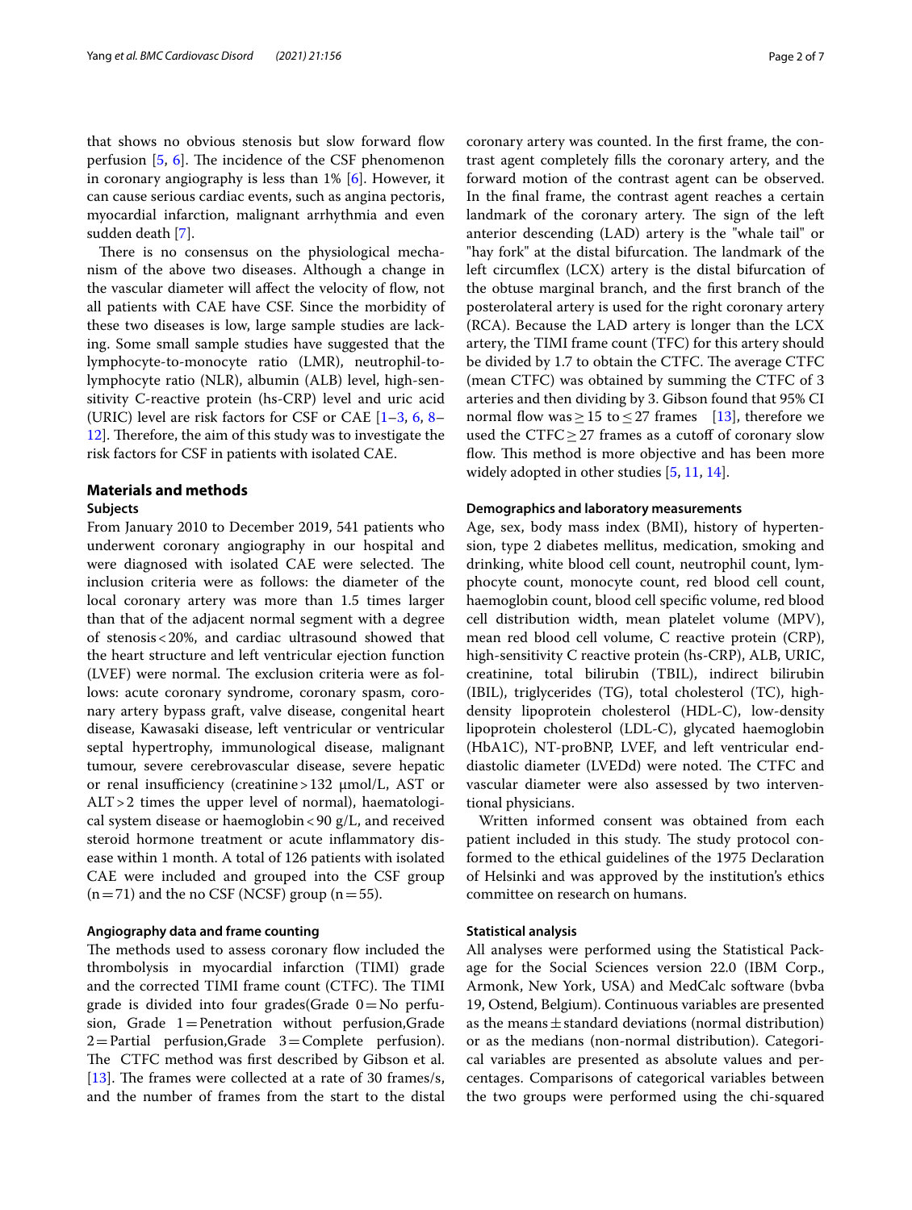that shows no obvious stenosis but slow forward flow perfusion [5, 6]. The incidence of the CSF phenomenon in coronary angiography is less than 1% [6]. However, it can cause serious cardiac events, such as angina pectoris, myocardial infarction, malignant arrhythmia and even sudden death [7].

There is no consensus on the physiological mechanism of the above two diseases. Although a change in the vascular diameter will affect the velocity of flow, not all patients with CAE have CSF. Since the morbidity of these two diseases is low, large sample studies are lacking. Some small sample studies have suggested that the lymphocyte-to-monocyte ratio (LMR), neutrophil-to-lymphocyte ratio (NLR), albumin (ALB) level, high-sensitivity C-reactive protein (hs-CRP) level and uric acid (URIC) level are risk factors for CSF or CAE [1–3, 6, 8–12]. Therefore, the aim of this study was to investigate the risk factors for CSF in patients with isolated CAE.

## Materials and methods

### Subjects

From January 2010 to December 2019, 541 patients who underwent coronary angiography in our hospital and were diagnosed with isolated CAE were selected. The inclusion criteria were as follows: the diameter of the local coronary artery was more than 1.5 times larger than that of the adjacent normal segment with a degree of stenosis < 20%, and cardiac ultrasound showed that the heart structure and left ventricular ejection function (LVEF) were normal. The exclusion criteria were as follows: acute coronary syndrome, coronary spasm, coronary artery bypass graft, valve disease, congenital heart disease, Kawasaki disease, left ventricular or ventricular septal hypertrophy, immunological disease, malignant tumour, severe cerebrovascular disease, severe hepatic or renal insufficiency (creatinine > 132 μmol/L, AST or ALT > 2 times the upper level of normal), haematological system disease or haemoglobin < 90 g/L, and received steroid hormone treatment or acute inflammatory disease within 1 month. A total of 126 patients with isolated CAE were included and grouped into the CSF group (n = 71) and the no CSF (NCSF) group (n = 55).

### Angiography data and frame counting

The methods used to assess coronary flow included the thrombolysis in myocardial infarction (TIMI) grade and the corrected TIMI frame count (CTFC). The TIMI grade is divided into four grades(Grade 0 = No perfusion, Grade 1 = Penetration without perfusion,Grade 2 = Partial perfusion,Grade 3 = Complete perfusion). The CTFC method was first described by Gibson et al. [13]. The frames were collected at a rate of 30 frames/s, and the number of frames from the start to the distal coronary artery was counted. In the first frame, the contrast agent completely fills the coronary artery, and the forward motion of the contrast agent can be observed. In the final frame, the contrast agent reaches a certain landmark of the coronary artery. The sign of the left anterior descending (LAD) artery is the "whale tail" or "hay fork" at the distal bifurcation. The landmark of the left circumflex (LCX) artery is the distal bifurcation of the obtuse marginal branch, and the first branch of the posterolateral artery is used for the right coronary artery (RCA). Because the LAD artery is longer than the LCX artery, the TIMI frame count (TFC) for this artery should be divided by 1.7 to obtain the CTFC. The average CTFC (mean CTFC) was obtained by summing the CTFC of 3 arteries and then dividing by 3. Gibson found that 95% CI normal flow was ≥ 15 to ≤ 27 frames [13], therefore we used the CTFC ≥ 27 frames as a cutoff of coronary slow flow. This method is more objective and has been more widely adopted in other studies [5, 11, 14].

### Demographics and laboratory measurements

Age, sex, body mass index (BMI), history of hypertension, type 2 diabetes mellitus, medication, smoking and drinking, white blood cell count, neutrophil count, lymphocyte count, monocyte count, red blood cell count, haemoglobin count, blood cell specific volume, red blood cell distribution width, mean platelet volume (MPV), mean red blood cell volume, C reactive protein (CRP), high-sensitivity C reactive protein (hs-CRP), ALB, URIC, creatinine, total bilirubin (TBIL), indirect bilirubin (IBIL), triglycerides (TG), total cholesterol (TC), high-density lipoprotein cholesterol (HDL-C), low-density lipoprotein cholesterol (LDL-C), glycated haemoglobin (HbA1C), NT-proBNP, LVEF, and left ventricular end-diastolic diameter (LVEDd) were noted. The CTFC and vascular diameter were also assessed by two interventional physicians.

Written informed consent was obtained from each patient included in this study. The study protocol conformed to the ethical guidelines of the 1975 Declaration of Helsinki and was approved by the institution's ethics committee on research on humans.

### Statistical analysis

All analyses were performed using the Statistical Package for the Social Sciences version 22.0 (IBM Corp., Armonk, New York, USA) and MedCalc software (bvba 19, Ostend, Belgium). Continuous variables are presented as the means ± standard deviations (normal distribution) or as the medians (non-normal distribution). Categorical variables are presented as absolute values and percentages. Comparisons of categorical variables between the two groups were performed using the chi-squared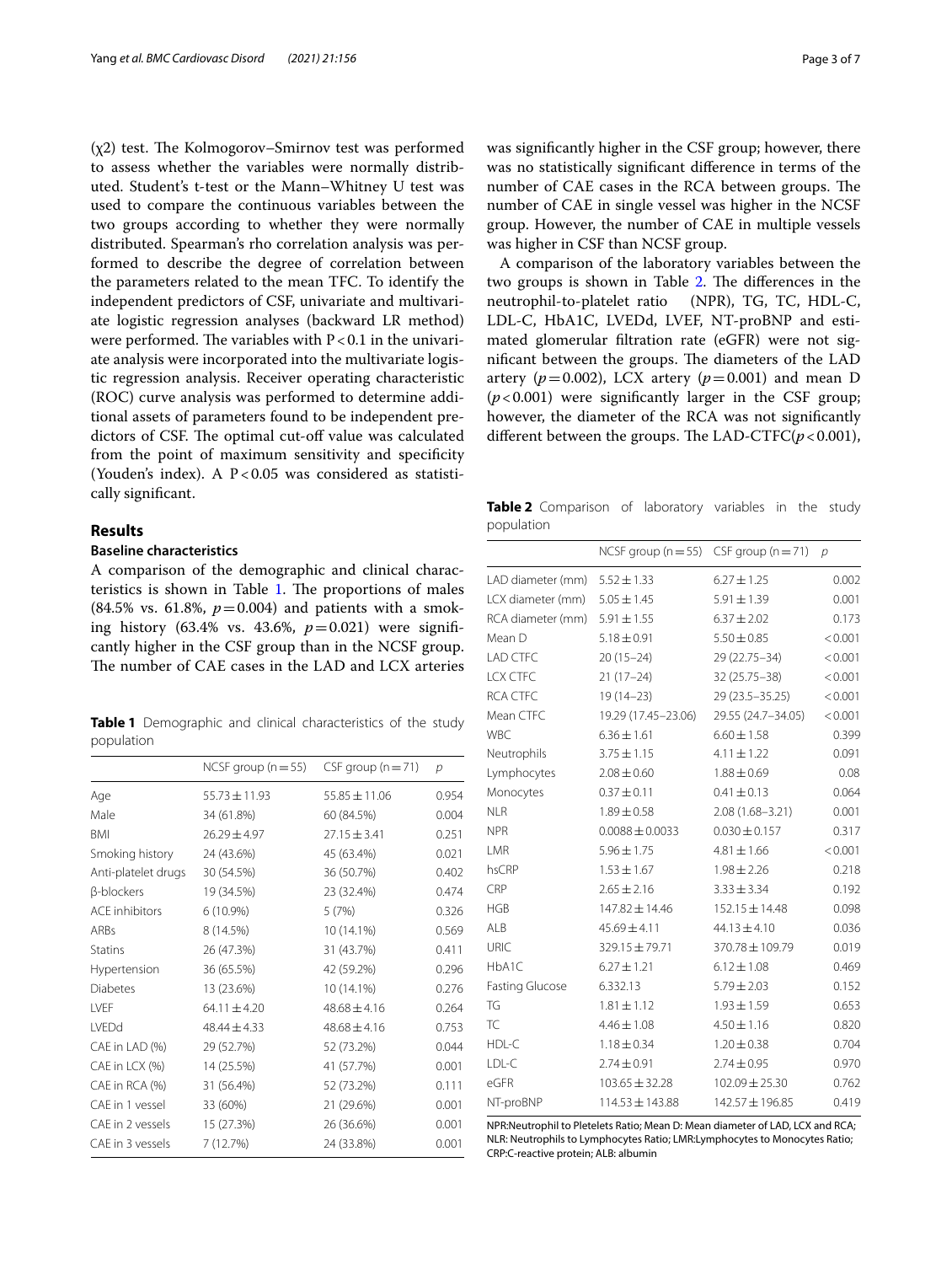(χ2) test. The Kolmogorov–Smirnov test was performed to assess whether the variables were normally distributed. Student's t-test or the Mann–Whitney U test was used to compare the continuous variables between the two groups according to whether they were normally distributed. Spearman's rho correlation analysis was performed to describe the degree of correlation between the parameters related to the mean TFC. To identify the independent predictors of CSF, univariate and multivariate logistic regression analyses (backward LR method) were performed. The variables with $P<0.1$ in the univariate analysis were incorporated into the multivariate logistic regression analysis. Receiver operating characteristic (ROC) curve analysis was performed to determine additional assets of parameters found to be independent predictors of CSF. The optimal cut-off value was calculated from the point of maximum sensitivity and specificity (Youden's index). A $P<0.05$ was considered as statistically significant.

## Results

### Baseline characteristics

A comparison of the demographic and clinical characteristics is shown in Table 1. The proportions of males (84.5% vs. 61.8%, $p=0.004$) and patients with a smoking history (63.4% vs. 43.6%, $p=0.021$) were significantly higher in the CSF group than in the NCSF group. The number of CAE cases in the LAD and LCX arteries was significantly higher in the CSF group; however, there was no statistically significant difference in terms of the number of CAE cases in the RCA between groups. The number of CAE in single vessel was higher in the NCSF group. However, the number of CAE in multiple vessels was higher in CSF than NCSF group.

A comparison of the laboratory variables between the two groups is shown in Table 2. The differences in the neutrophil-to-platelet ratio (NPR), TG, TC, HDL-C, LDL-C, HbA1C, LVEDd, LVEF, NT-proBNP and estimated glomerular filtration rate (eGFR) were not significant between the groups. The diameters of the LAD artery ($p=0.002$), LCX artery ($p=0.001$) and mean D ($p<0.001$) were significantly larger in the CSF group; however, the diameter of the RCA was not significantly different between the groups. The LAD-CTFC($p<0.001$),

**Table 1** Demographic and clinical characteristics of the study population

| | NCSF group (n = 55) | CSF group (n = 71) | p |
|---|---|---|---|
| Age | 55.73 ± 11.93 | 55.85 ± 11.06 | 0.954 |
| Male | 34 (61.8%) | 60 (84.5%) | 0.004 |
| BMI | 26.29 ± 4.97 | 27.15 ± 3.41 | 0.251 |
| Smoking history | 24 (43.6%) | 45 (63.4%) | 0.021 |
| Anti-platelet drugs | 30 (54.5%) | 36 (50.7%) | 0.402 |
| β-blockers | 19 (34.5%) | 23 (32.4%) | 0.474 |
| ACE inhibitors | 6 (10.9%) | 5 (7%) | 0.326 |
| ARBs | 8 (14.5%) | 10 (14.1%) | 0.569 |
| Statins | 26 (47.3%) | 31 (43.7%) | 0.411 |
| Hypertension | 36 (65.5%) | 42 (59.2%) | 0.296 |
| Diabetes | 13 (23.6%) | 10 (14.1%) | 0.276 |
| LVEF | 64.11 ± 4.20 | 48.68 ± 4.16 | 0.264 |
| LVEDd | 48.44 ± 4.33 | 48.68 ± 4.16 | 0.753 |
| CAE in LAD (%) | 29 (52.7%) | 52 (73.2%) | 0.044 |
| CAE in LCX (%) | 14 (25.5%) | 41 (57.7%) | 0.001 |
| CAE in RCA (%) | 31 (56.4%) | 52 (73.2%) | 0.111 |
| CAE in 1 vessel | 33 (60%) | 21 (29.6%) | 0.001 |
| CAE in 2 vessels | 15 (27.3%) | 26 (36.6%) | 0.001 |
| CAE in 3 vessels | 7 (12.7%) | 24 (33.8%) | 0.001 |

**Table 2** Comparison of laboratory variables in the study population

| | NCSF group (n = 55) | CSF group (n = 71) | p |
|---|---|---|---|
| LAD diameter (mm) | 5.52 ± 1.33 | 6.27 ± 1.25 | 0.002 |
| LCX diameter (mm) | 5.05 ± 1.45 | 5.91 ± 1.39 | 0.001 |
| RCA diameter (mm) | 5.91 ± 1.55 | 6.37 ± 2.02 | 0.173 |
| Mean D | 5.18 ± 0.91 | 5.50 ± 0.85 | < 0.001 |
| LAD CTFC | 20 (15–24) | 29 (22.75–34) | < 0.001 |
| LCX CTFC | 21 (17–24) | 32 (25.75–38) | < 0.001 |
| RCA CTFC | 19 (14–23) | 29 (23.5–35.25) | < 0.001 |
| Mean CTFC | 19.29 (17.45–23.06) | 29.55 (24.7–34.05) | < 0.001 |
| WBC | 6.36 ± 1.61 | 6.60 ± 1.58 | 0.399 |
| Neutrophils | 3.75 ± 1.15 | 4.11 ± 1.22 | 0.091 |
| Lymphocytes | 2.08 ± 0.60 | 1.88 ± 0.69 | 0.08 |
| Monocytes | 0.37 ± 0.11 | 0.41 ± 0.13 | 0.064 |
| NLR | 1.89 ± 0.58 | 2.08 (1.68–3.21) | 0.001 |
| NPR | 0.0088 ± 0.0033 | 0.030 ± 0.157 | 0.317 |
| LMR | 5.96 ± 1.75 | 4.81 ± 1.66 | < 0.001 |
| hsCRP | 1.53 ± 1.67 | 1.98 ± 2.26 | 0.218 |
| CRP | 2.65 ± 2.16 | 3.33 ± 3.34 | 0.192 |
| HGB | 147.82 ± 14.46 | 152.15 ± 14.48 | 0.098 |
| ALB | 45.69 ± 4.11 | 44.13 ± 4.10 | 0.036 |
| URIC | 329.15 ± 79.71 | 370.78 ± 109.79 | 0.019 |
| HbA1C | 6.27 ± 1.21 | 6.12 ± 1.08 | 0.469 |
| Fasting Glucose | 6.332.13 | 5.79 ± 2.03 | 0.152 |
| TG | 1.81 ± 1.12 | 1.93 ± 1.59 | 0.653 |
| TC | 4.46 ± 1.08 | 4.50 ± 1.16 | 0.820 |
| HDL-C | 1.18 ± 0.34 | 1.20 ± 0.38 | 0.704 |
| LDL-C | 2.74 ± 0.91 | 2.74 ± 0.95 | 0.970 |
| eGFR | 103.65 ± 32.28 | 102.09 ± 25.30 | 0.762 |
| NT-proBNP | 114.53 ± 143.88 | 142.57 ± 196.85 | 0.419 |

NPR:Neutrophil to Pletelets Ratio; Mean D: Mean diameter of LAD, LCX and RCA; NLR: Neutrophils to Lymphocytes Ratio; LMR:Lymphocytes to Monocytes Ratio; CRP:C-reactive protein; ALB: albumin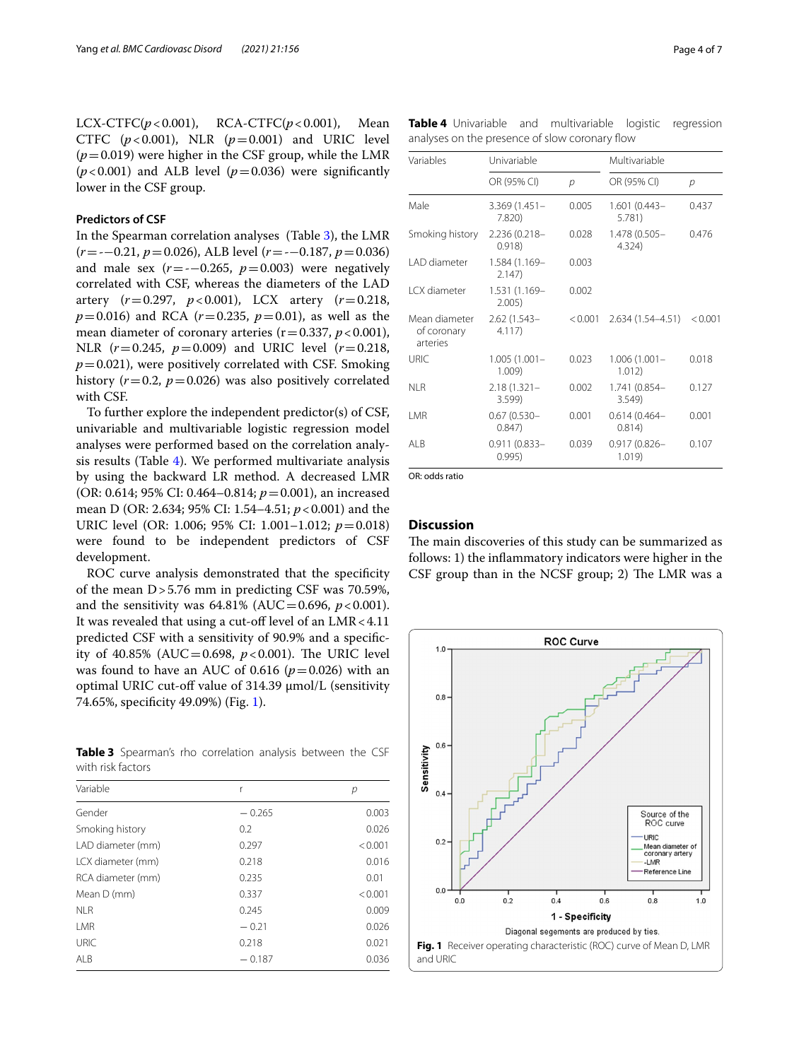LCX-CTFC($p<0.001$), RCA-CTFC($p<0.001$), Mean CTFC ($p<0.001$), NLR ($p=0.001$) and URIC level ($p=0.019$) were higher in the CSF group, while the LMR ($p<0.001$) and ALB level ($p=0.036$) were significantly lower in the CSF group.

### Predictors of CSF

In the Spearman correlation analyses (Table 3), the LMR ($r=-0.21$, $p=0.026$), ALB level ($r=-0.187$, $p=0.036$) and male sex ($r=-0.265$, $p=0.003$) were negatively correlated with CSF, whereas the diameters of the LAD artery ($r=0.297$, $p<0.001$), LCX artery ($r=0.218$, $p=0.016$) and RCA ($r=0.235$, $p=0.01$), as well as the mean diameter of coronary arteries ($r=0.337$, $p<0.001$), NLR ($r=0.245$, $p=0.009$) and URIC level ($r=0.218$, $p=0.021$), were positively correlated with CSF. Smoking history ($r=0.2$, $p=0.026$) was also positively correlated with CSF.

To further explore the independent predictor(s) of CSF, univariable and multivariable logistic regression model analyses were performed based on the correlation analysis results (Table 4). We performed multivariate analysis by using the backward LR method. A decreased LMR (OR: 0.614; 95% CI: 0.464–0.814; $p=0.001$), an increased mean D (OR: 2.634; 95% CI: 1.54–4.51; $p<0.001$) and the URIC level (OR: 1.006; 95% CI: 1.001–1.012; $p=0.018$) were found to be independent predictors of CSF development.

ROC curve analysis demonstrated that the specificity of the mean D > 5.76 mm in predicting CSF was 70.59%, and the sensitivity was 64.81% (AUC = 0.696, $p<0.001$). It was revealed that using a cut-off level of an LMR < 4.11 predicted CSF with a sensitivity of 90.9% and a specificity of 40.85% (AUC = 0.698, $p<0.001$). The URIC level was found to have an AUC of 0.616 ($p=0.026$) with an optimal URIC cut-off value of 314.39 μmol/L (sensitivity 74.65%, specificity 49.09%) (Fig. 1).

**Table 3** Spearman's rho correlation analysis between the CSF with risk factors

| Variable | r | p |
|---|---|---|
| Gender | − 0.265 | 0.003 |
| Smoking history | 0.2 | 0.026 |
| LAD diameter (mm) | 0.297 | < 0.001 |
| LCX diameter (mm) | 0.218 | 0.016 |
| RCA diameter (mm) | 0.235 | 0.01 |
| Mean D (mm) | 0.337 | < 0.001 |
| NLR | 0.245 | 0.009 |
| LMR | − 0.21 | 0.026 |
| URIC | 0.218 | 0.021 |
| ALB | − 0.187 | 0.036 |

**Table 4** Univariable and multivariable logistic regression analyses on the presence of slow coronary flow

| Variables | Univariable | | Multivariable | |
|---|---|---|---|---|
| | OR (95% CI) | p | OR (95% CI) | p |
| Male | 3.369 (1.451–7.820) | 0.005 | 1.601 (0.443–5.781) | 0.437 |
| Smoking history | 2.236 (0.218–0.918) | 0.028 | 1.478 (0.505–4.324) | 0.476 |
| LAD diameter | 1.584 (1.169–2.147) | 0.003 | | |
| LCX diameter | 1.531 (1.169–2.005) | 0.002 | | |
| Mean diameter of coronary arteries | 2.62 (1.543–4.117) | < 0.001 | 2.634 (1.54–4.51) | < 0.001 |
| URIC | 1.005 (1.001–1.009) | 0.023 | 1.006 (1.001–1.012) | 0.018 |
| NLR | 2.18 (1.321–3.599) | 0.002 | 1.741 (0.854–3.549) | 0.127 |
| LMR | 0.67 (0.530–0.847) | 0.001 | 0.614 (0.464–0.814) | 0.001 |
| ALB | 0.911 (0.833–0.995) | 0.039 | 0.917 (0.826–1.019) | 0.107 |

OR: odds ratio

## Discussion

The main discoveries of this study can be summarized as follows: 1) the inflammatory indicators were higher in the CSF group than in the NCSF group; 2) The LMR was a

**Fig. 1** Receiver operating characteristic (ROC) curve of Mean D, LMR and URIC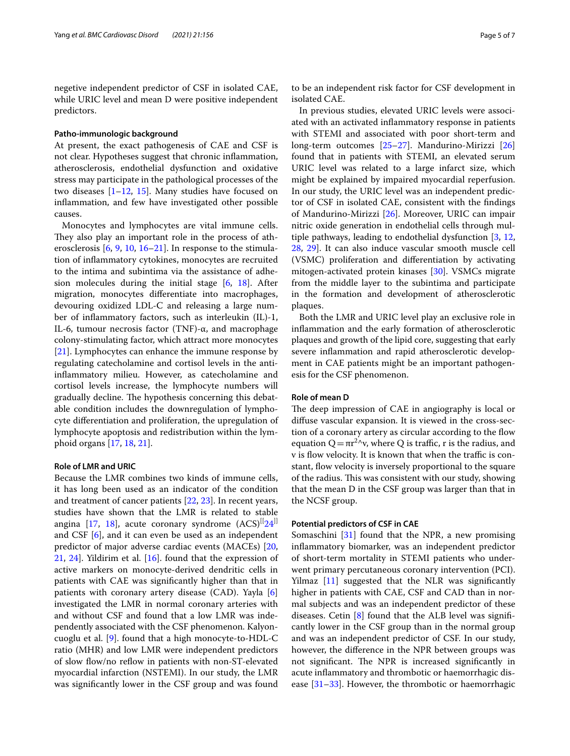negetive independent predictor of CSF in isolated CAE, while URIC level and mean D were positive independent predictors.

### Patho-immunologic background

At present, the exact pathogenesis of CAE and CSF is not clear. Hypotheses suggest that chronic inflammation, atherosclerosis, endothelial dysfunction and oxidative stress may participate in the pathological processes of the two diseases [1–12, 15]. Many studies have focused on inflammation, and few have investigated other possible causes.

Monocytes and lymphocytes are vital immune cells. They also play an important role in the process of atherosclerosis [6, 9, 10, 16–21]. In response to the stimulation of inflammatory cytokines, monocytes are recruited to the intima and subintima via the assistance of adhesion molecules during the initial stage [6, 18]. After migration, monocytes differentiate into macrophages, devouring oxidized LDL-C and releasing a large number of inflammatory factors, such as interleukin (IL)-1, IL-6, tumour necrosis factor (TNF)-α, and macrophage colony-stimulating factor, which attract more monocytes [21]. Lymphocytes can enhance the immune response by regulating catecholamine and cortisol levels in the anti-inflammatory milieu. However, as catecholamine and cortisol levels increase, the lymphocyte numbers will gradually decline. The hypothesis concerning this debatable condition includes the downregulation of lymphocyte differentiation and proliferation, the upregulation of lymphocyte apoptosis and redistribution within the lymphoid organs [17, 18, 21].

### Role of LMR and URIC

Because the LMR combines two kinds of immune cells, it has long been used as an indicator of the condition and treatment of cancer patients [22, 23]. In recent years, studies have shown that the LMR is related to stable angina [17, 18], acute coronary syndrome (ACS)[[24]] and CSF [6], and it can even be used as an independent predictor of major adverse cardiac events (MACEs) [20, 21, 24]. Yildirim et al. [16]. found that the expression of active markers on monocyte-derived dendritic cells in patients with CAE was significantly higher than that in patients with coronary artery disease (CAD). Yayla [6] investigated the LMR in normal coronary arteries with and without CSF and found that a low LMR was independently associated with the CSF phenomenon. Kalyoncuoglu et al. [9]. found that a high monocyte-to-HDL-C ratio (MHR) and low LMR were independent predictors of slow flow/no reflow in patients with non-ST-elevated myocardial infarction (NSTEMI). In our study, the LMR was significantly lower in the CSF group and was found to be an independent risk factor for CSF development in isolated CAE.

In previous studies, elevated URIC levels were associated with an activated inflammatory response in patients with STEMI and associated with poor short-term and long-term outcomes [25–27]. Mandurino-Mirizzi [26] found that in patients with STEMI, an elevated serum URIC level was related to a large infarct size, which might be explained by impaired myocardial reperfusion. In our study, the URIC level was an independent predictor of CSF in isolated CAE, consistent with the findings of Mandurino-Mirizzi [26]. Moreover, URIC can impair nitric oxide generation in endothelial cells through multiple pathways, leading to endothelial dysfunction [3, 12, 28, 29]. It can also induce vascular smooth muscle cell (VSMC) proliferation and differentiation by activating mitogen-activated protein kinases [30]. VSMCs migrate from the middle layer to the subintima and participate in the formation and development of atherosclerotic plaques.

Both the LMR and URIC level play an exclusive role in inflammation and the early formation of atherosclerotic plaques and growth of the lipid core, suggesting that early severe inflammation and rapid atherosclerotic development in CAE patients might be an important pathogenesis for the CSF phenomenon.

### Role of mean D

The deep impression of CAE in angiography is local or diffuse vascular expansion. It is viewed in the cross-section of a coronary artery as circular according to the flow equation $Q = \pi r^{2}{}^{\wedge}v$, where Q is traffic, r is the radius, and v is flow velocity. It is known that when the traffic is constant, flow velocity is inversely proportional to the square of the radius. This was consistent with our study, showing that the mean D in the CSF group was larger than that in the NCSF group.

### Potential predictors of CSF in CAE

Somaschini [31] found that the NPR, a new promising inflammatory biomarker, was an independent predictor of short-term mortality in STEMI patients who underwent primary percutaneous coronary intervention (PCI). Yilmaz [11] suggested that the NLR was significantly higher in patients with CAE, CSF and CAD than in normal subjects and was an independent predictor of these diseases. Cetin [8] found that the ALB level was significantly lower in the CSF group than in the normal group and was an independent predictor of CSF. In our study, however, the difference in the NPR between groups was not significant. The NPR is increased significantly in acute inflammatory and thrombotic or haemorrhagic disease [31–33]. However, the thrombotic or haemorrhagic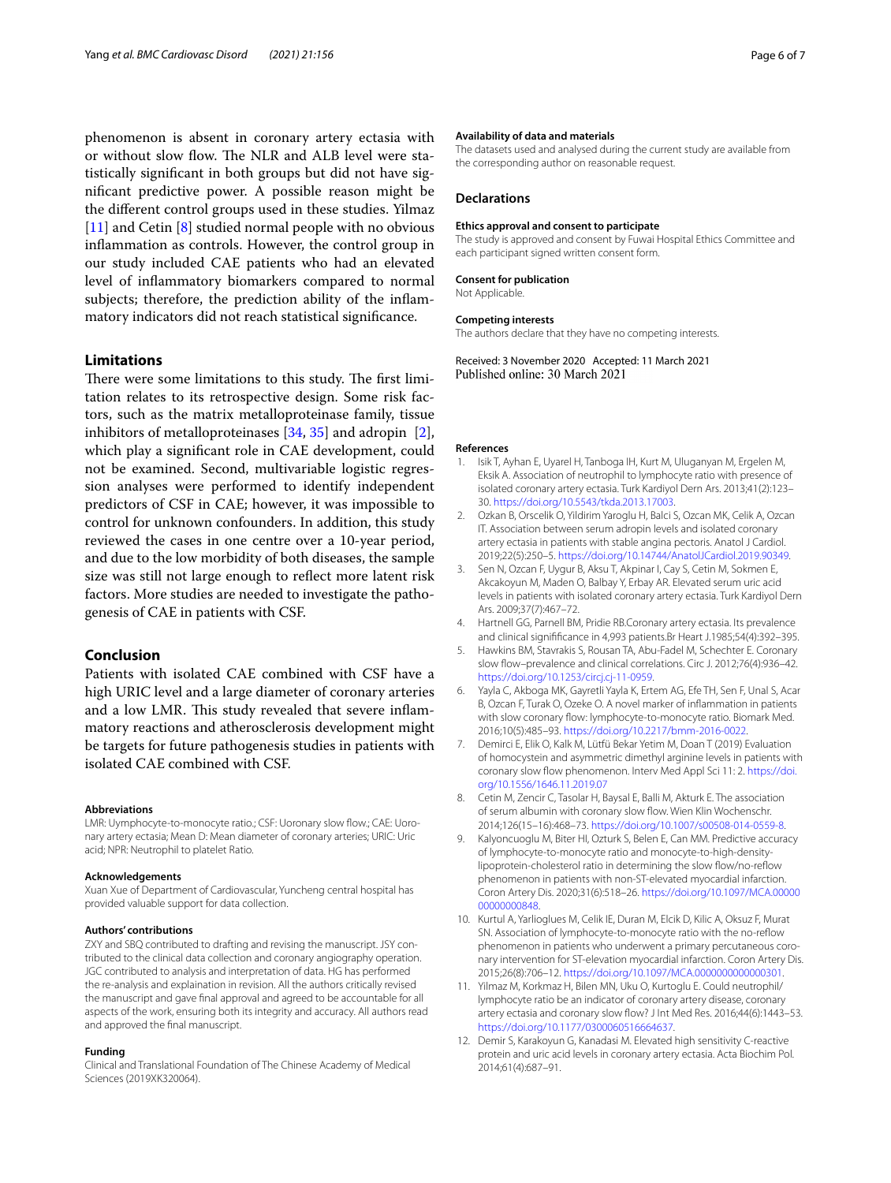phenomenon is absent in coronary artery ectasia with or without slow flow. The NLR and ALB level were statistically significant in both groups but did not have significant predictive power. A possible reason might be the different control groups used in these studies. Yilmaz [11] and Cetin [8] studied normal people with no obvious inflammation as controls. However, the control group in our study included CAE patients who had an elevated level of inflammatory biomarkers compared to normal subjects; therefore, the prediction ability of the inflammatory indicators did not reach statistical significance.

## Limitations

There were some limitations to this study. The first limitation relates to its retrospective design. Some risk factors, such as the matrix metalloproteinase family, tissue inhibitors of metalloproteinases [34, 35] and adropin [2], which play a significant role in CAE development, could not be examined. Second, multivariable logistic regression analyses were performed to identify independent predictors of CSF in CAE; however, it was impossible to control for unknown confounders. In addition, this study reviewed the cases in one centre over a 10-year period, and due to the low morbidity of both diseases, the sample size was still not large enough to reflect more latent risk factors. More studies are needed to investigate the pathogenesis of CAE in patients with CSF.

## Conclusion

Patients with isolated CAE combined with CSF have a high URIC level and a large diameter of coronary arteries and a low LMR. This study revealed that severe inflammatory reactions and atherosclerosis development might be targets for future pathogenesis studies in patients with isolated CAE combined with CSF.

#### Abbreviations

LMR: Uymphocyte-to-monocyte ratio.; CSF: Uoronary slow flow.; CAE: Uoronary artery ectasia; Mean D: Mean diameter of coronary arteries; URIC: Uric acid; NPR: Neutrophil to platelet Ratio.

#### Acknowledgements

Xuan Xue of Department of Cardiovascular, Yuncheng central hospital has provided valuable support for data collection.

#### Authors' contributions

ZXY and SBQ contributed to drafting and revising the manuscript. JSY contributed to the clinical data collection and coronary angiography operation. JGC contributed to analysis and interpretation of data. HG has performed the re-analysis and explaination in revision. All the authors critically revised the manuscript and gave final approval and agreed to be accountable for all aspects of the work, ensuring both its integrity and accuracy. All authors read and approved the final manuscript.

#### Funding

Clinical and Translational Foundation of The Chinese Academy of Medical Sciences (2019XK320064).

#### Availability of data and materials

The datasets used and analysed during the current study are available from the corresponding author on reasonable request.

## Declarations

#### Ethics approval and consent to participate

The study is approved and consent by Fuwai Hospital Ethics Committee and each participant signed written consent form.

#### Consent for publication

Not Applicable.

#### Competing interests

The authors declare that they have no competing interests.

Received: 3 November 2020 Accepted: 11 March 2021
Published online: 30 March 2021

#### References

1. Isik T, Ayhan E, Uyarel H, Tanboga IH, Kurt M, Uluganyan M, Ergelen M, Eksik A. Association of neutrophil to lymphocyte ratio with presence of isolated coronary artery ectasia. Turk Kardiyol Dern Ars. 2013;41(2):123–30. https://doi.org/10.5543/tkda.2013.17003.
2. Ozkan B, Orscelik O, Yildirim Yaroglu H, Balci S, Ozcan MK, Celik A, Ozcan IT. Association between serum adropin levels and isolated coronary artery ectasia in patients with stable angina pectoris. Anatol J Cardiol. 2019;22(5):250–5. https://doi.org/10.14744/AnatolJCardiol.2019.90349.
3. Sen N, Ozcan F, Uygur B, Aksu T, Akpinar I, Cay S, Cetin M, Sokmen E, Akcakoyun M, Maden O, Balbay Y, Erbay AR. Elevated serum uric acid levels in patients with isolated coronary artery ectasia. Turk Kardiyol Dern Ars. 2009;37(7):467–72.
4. Hartnell GG, Parnell BM, Pridie RB.Coronary artery ectasia. Its prevalence and clinical signifficance in 4,993 patients.Br Heart J.1985;54(4):392–395.
5. Hawkins BM, Stavrakis S, Rousan TA, Abu-Fadel M, Schechter E. Coronary slow flow–prevalence and clinical correlations. Circ J. 2012;76(4):936–42. https://doi.org/10.1253/circj.cj-11-0959.
6. Yayla C, Akboga MK, Gayretli Yayla K, Ertem AG, Efe TH, Sen F, Unal S, Acar B, Ozcan F, Turak O, Ozeke O. A novel marker of inflammation in patients with slow coronary flow: lymphocyte-to-monocyte ratio. Biomark Med. 2016;10(5):485–93. https://doi.org/10.2217/bmm-2016-0022.
7. Demirci E, Elik O, Kalk M, Lütfü Bekar Yetim M, Doan T (2019) Evaluation of homocystein and asymmetric dimethyl arginine levels in patients with coronary slow flow phenomenon. Interv Med Appl Sci 11: 2. https://doi.org/10.1556/1646.11.2019.07
8. Cetin M, Zencir C, Tasolar H, Baysal E, Balli M, Akturk E. The association of serum albumin with coronary slow flow. Wien Klin Wochenschr. 2014;126(15–16):468–73. https://doi.org/10.1007/s00508-014-0559-8.
9. Kalyoncuoglu M, Biter HI, Ozturk S, Belen E, Can MM. Predictive accuracy of lymphocyte-to-monocyte ratio and monocyte-to-high-density-lipoprotein-cholesterol ratio in determining the slow flow/no-reflow phenomenon in patients with non-ST-elevated myocardial infarction. Coron Artery Dis. 2020;31(6):518–26. https://doi.org/10.1097/MCA.0000000000000848.
10. Kurtul A, Yarlioglues M, Celik IE, Duran M, Elcik D, Kilic A, Oksuz F, Murat SN. Association of lymphocyte-to-monocyte ratio with the no-reflow phenomenon in patients who underwent a primary percutaneous coronary intervention for ST-elevation myocardial infarction. Coron Artery Dis. 2015;26(8):706–12. https://doi.org/10.1097/MCA.0000000000000301.
11. Yilmaz M, Korkmaz H, Bilen MN, Uku O, Kurtoglu E. Could neutrophil/lymphocyte ratio be an indicator of coronary artery disease, coronary artery ectasia and coronary slow flow? J Int Med Res. 2016;44(6):1443–53. https://doi.org/10.1177/0300060516664637.
12. Demir S, Karakoyun G, Kanadasi M. Elevated high sensitivity C-reactive protein and uric acid levels in coronary artery ectasia. Acta Biochim Pol. 2014;61(4):687–91.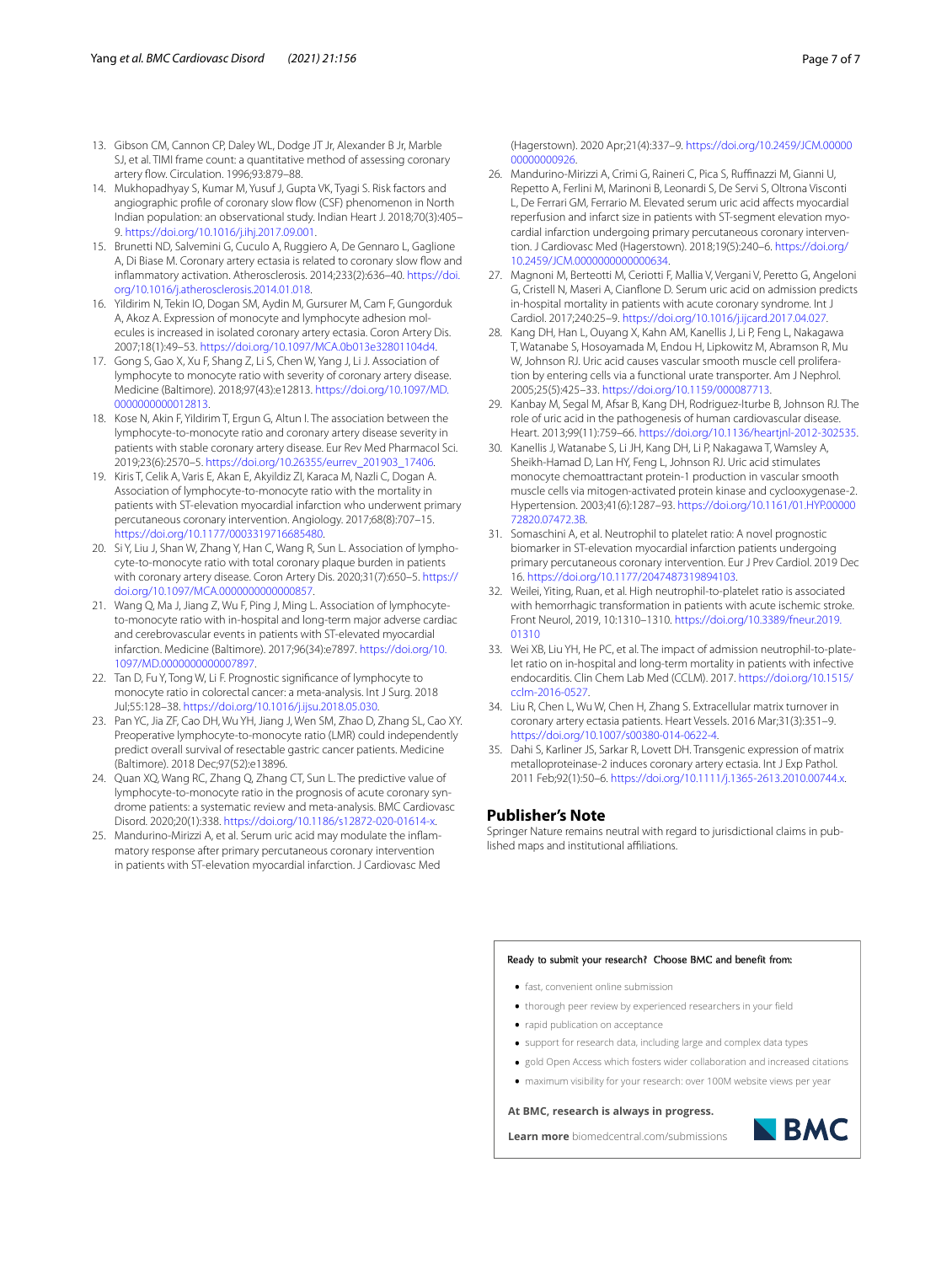13. Gibson CM, Cannon CP, Daley WL, Dodge JT Jr, Alexander B Jr, Marble SJ, et al. TIMI frame count: a quantitative method of assessing coronary artery flow. Circulation. 1996;93:879–88.
14. Mukhopadhyay S, Kumar M, Yusuf J, Gupta VK, Tyagi S. Risk factors and angiographic profile of coronary slow flow (CSF) phenomenon in North Indian population: an observational study. Indian Heart J. 2018;70(3):405–9. https://doi.org/10.1016/j.ihj.2017.09.001.
15. Brunetti ND, Salvemini G, Cuculo A, Ruggiero A, De Gennaro L, Gaglione A, Di Biase M. Coronary artery ectasia is related to coronary slow flow and inflammatory activation. Atherosclerosis. 2014;233(2):636–40. https://doi.org/10.1016/j.atherosclerosis.2014.01.018.
16. Yildirim N, Tekin IO, Dogan SM, Aydin M, Gursurer M, Cam F, Gungorduk A, Akoz A. Expression of monocyte and lymphocyte adhesion molecules is increased in isolated coronary artery ectasia. Coron Artery Dis. 2007;18(1):49–53. https://doi.org/10.1097/MCA.0b013e32801104d4.
17. Gong S, Gao X, Xu F, Shang Z, Li S, Chen W, Yang J, Li J. Association of lymphocyte to monocyte ratio with severity of coronary artery disease. Medicine (Baltimore). 2018;97(43):e12813. https://doi.org/10.1097/MD.0000000000012813.
18. Kose N, Akin F, Yildirim T, Ergun G, Altun I. The association between the lymphocyte-to-monocyte ratio and coronary artery disease severity in patients with stable coronary artery disease. Eur Rev Med Pharmacol Sci. 2019;23(6):2570–5. https://doi.org/10.26355/eurrev_201903_17406.
19. Kiris T, Celik A, Varis E, Akan E, Akyildiz ZI, Karaca M, Nazli C, Dogan A. Association of lymphocyte-to-monocyte ratio with the mortality in patients with ST-elevation myocardial infarction who underwent primary percutaneous coronary intervention. Angiology. 2017;68(8):707–15. https://doi.org/10.1177/0003319716685480.
20. Si Y, Liu J, Shan W, Zhang Y, Han C, Wang R, Sun L. Association of lymphocyte-to-monocyte ratio with total coronary plaque burden in patients with coronary artery disease. Coron Artery Dis. 2020;31(7):650–5. https://doi.org/10.1097/MCA.0000000000000857.
21. Wang Q, Ma J, Jiang Z, Wu F, Ping J, Ming L. Association of lymphocyte-to-monocyte ratio with in-hospital and long-term major adverse cardiac and cerebrovascular events in patients with ST-elevated myocardial infarction. Medicine (Baltimore). 2017;96(34):e7897. https://doi.org/10.1097/MD.0000000000007897.
22. Tan D, Fu Y, Tong W, Li F. Prognostic significance of lymphocyte to monocyte ratio in colorectal cancer: a meta-analysis. Int J Surg. 2018 Jul;55:128–38. https://doi.org/10.1016/j.ijsu.2018.05.030.
23. Pan YC, Jia ZF, Cao DH, Wu YH, Jiang J, Wen SM, Zhao D, Zhang SL, Cao XY. Preoperative lymphocyte-to-monocyte ratio (LMR) could independently predict overall survival of resectable gastric cancer patients. Medicine (Baltimore). 2018 Dec;97(52):e13896.
24. Quan XQ, Wang RC, Zhang Q, Zhang CT, Sun L. The predictive value of lymphocyte-to-monocyte ratio in the prognosis of acute coronary syndrome patients: a systematic review and meta-analysis. BMC Cardiovasc Disord. 2020;20(1):338. https://doi.org/10.1186/s12872-020-01614-x.
25. Mandurino-Mirizzi A, et al. Serum uric acid may modulate the inflammatory response after primary percutaneous coronary intervention in patients with ST-elevation myocardial infarction. J Cardiovasc Med (Hagerstown). 2020 Apr;21(4):337–9. https://doi.org/10.2459/JCM.0000000000000926.
26. Mandurino-Mirizzi A, Crimi G, Raineri C, Pica S, Ruffinazzi M, Gianni U, Repetto A, Ferlini M, Marinoni B, Leonardi S, De Servi S, Oltrona Visconti L, De Ferrari GM, Ferrario M. Elevated serum uric acid affects myocardial reperfusion and infarct size in patients with ST-segment elevation myocardial infarction undergoing primary percutaneous coronary intervention. J Cardiovasc Med (Hagerstown). 2018;19(5):240–6. https://doi.org/10.2459/JCM.0000000000000634.
27. Magnoni M, Berteotti M, Ceriotti F, Mallia V, Vergani V, Peretto G, Angeloni G, Cristell N, Maseri A, Cianflone D. Serum uric acid on admission predicts in-hospital mortality in patients with acute coronary syndrome. Int J Cardiol. 2017;240:25–9. https://doi.org/10.1016/j.ijcard.2017.04.027.
28. Kang DH, Han L, Ouyang X, Kahn AM, Kanellis J, Li P, Feng L, Nakagawa T, Watanabe S, Hosoyamada M, Endou H, Lipkowitz M, Abramson R, Mu W, Johnson RJ. Uric acid causes vascular smooth muscle cell proliferation by entering cells via a functional urate transporter. Am J Nephrol. 2005;25(5):425–33. https://doi.org/10.1159/000087713.
29. Kanbay M, Segal M, Afsar B, Kang DH, Rodriguez-Iturbe B, Johnson RJ. The role of uric acid in the pathogenesis of human cardiovascular disease. Heart. 2013;99(11):759–66. https://doi.org/10.1136/heartjnl-2012-302535.
30. Kanellis J, Watanabe S, Li JH, Kang DH, Li P, Nakagawa T, Wamsley A, Sheikh-Hamad D, Lan HY, Feng L, Johnson RJ. Uric acid stimulates monocyte chemoattractant protein-1 production in vascular smooth muscle cells via mitogen-activated protein kinase and cyclooxygenase-2. Hypertension. 2003;41(6):1287–93. https://doi.org/10.1161/01.HYP.0000072820.07472.3B.
31. Somaschini A, et al. Neutrophil to platelet ratio: A novel prognostic biomarker in ST-elevation myocardial infarction patients undergoing primary percutaneous coronary intervention. Eur J Prev Cardiol. 2019 Dec 16. https://doi.org/10.1177/2047487319894103.
32. Weilei, Yiting, Ruan, et al. High neutrophil-to-platelet ratio is associated with hemorrhagic transformation in patients with acute ischemic stroke. Front Neurol, 2019, 10:1310–1310. https://doi.org/10.3389/fneur.2019.01310
33. Wei XB, Liu YH, He PC, et al. The impact of admission neutrophil-to-platelet ratio on in-hospital and long-term mortality in patients with infective endocarditis. Clin Chem Lab Med (CCLM). 2017. https://doi.org/10.1515/cclm-2016-0527.
34. Liu R, Chen L, Wu W, Chen H, Zhang S. Extracellular matrix turnover in coronary artery ectasia patients. Heart Vessels. 2016 Mar;31(3):351–9. https://doi.org/10.1007/s00380-014-0622-4.
35. Dahi S, Karliner JS, Sarkar R, Lovett DH. Transgenic expression of matrix metalloproteinase-2 induces coronary artery ectasia. Int J Exp Pathol. 2011 Feb;92(1):50–6. https://doi.org/10.1111/j.1365-2613.2010.00744.x.

## Publisher's Note

Springer Nature remains neutral with regard to jurisdictional claims in published maps and institutional affiliations.

Ready to submit your research? Choose BMC and benefit from:

- fast, convenient online submission
- thorough peer review by experienced researchers in your field
- rapid publication on acceptance
- support for research data, including large and complex data types
- gold Open Access which fosters wider collaboration and increased citations
- maximum visibility for your research: over 100M website views per year

**At BMC, research is always in progress.**

**Learn more** biomedcentral.com/submissions

BMC